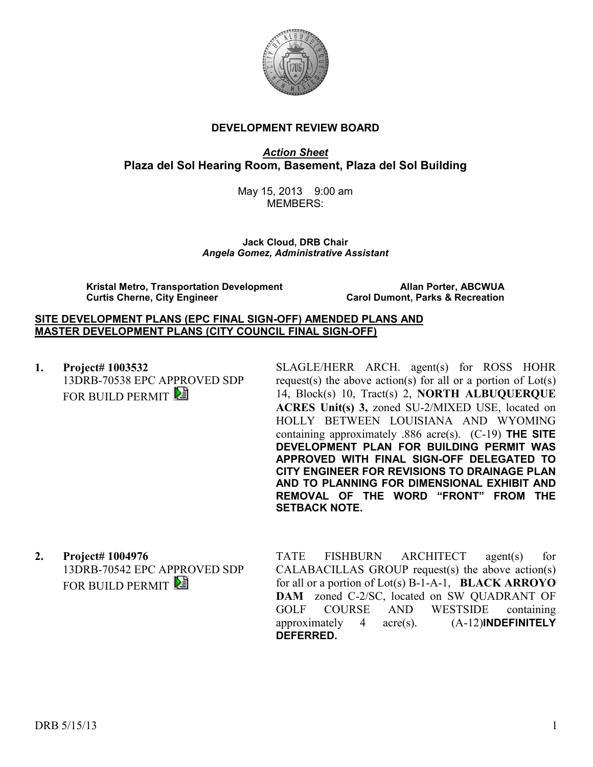**DEVELOPMENT REVIEW BOARD**

***Action Sheet***

**Plaza del Sol Hearing Room, Basement, Plaza del Sol Building**

May 15, 2013 9:00 am

MEMBERS:

**Jack Cloud, DRB Chair**

***Angela Gomez, Administrative Assistant***

**Kristal Metro, Transportation Development** **Allan Porter, ABCWUA**

**Curtis Cherne, City Engineer** **Carol Dumont, Parks & Recreation**

**SITE DEVELOPMENT PLANS (EPC FINAL SIGN-OFF) AMENDED PLANS AND MASTER DEVELOPMENT PLANS (CITY COUNCIL FINAL SIGN-OFF)**

**1. Project# 1003532**
13DRB-70538 EPC APPROVED SDP FOR BUILD PERMIT

SLAGLE/HERR ARCH. agent(s) for ROSS HOHR request(s) the above action(s) for all or a portion of Lot(s) 14, Block(s) 10, Tract(s) 2, **NORTH ALBUQUERQUE ACRES Unit(s) 3,** zoned SU-2/MIXED USE, located on HOLLY BETWEEN LOUISIANA AND WYOMING containing approximately .886 acre(s). (C-19) **THE SITE DEVELOPMENT PLAN FOR BUILDING PERMIT WAS APPROVED WITH FINAL SIGN-OFF DELEGATED TO CITY ENGINEER FOR REVISIONS TO DRAINAGE PLAN AND TO PLANNING FOR DIMENSIONAL EXHIBIT AND REMOVAL OF THE WORD "FRONT" FROM THE SETBACK NOTE.**

**2. Project# 1004976**
13DRB-70542 EPC APPROVED SDP FOR BUILD PERMIT

TATE FISHBURN ARCHITECT agent(s) for CALABACILLAS GROUP request(s) the above action(s) for all or a portion of Lot(s) B-1-A-1, **BLACK ARROYO DAM** zoned C-2/SC, located on SW QUADRANT OF GOLF COURSE AND WESTSIDE containing approximately 4 acre(s). (A-12)**INDEFINITELY DEFERRED.**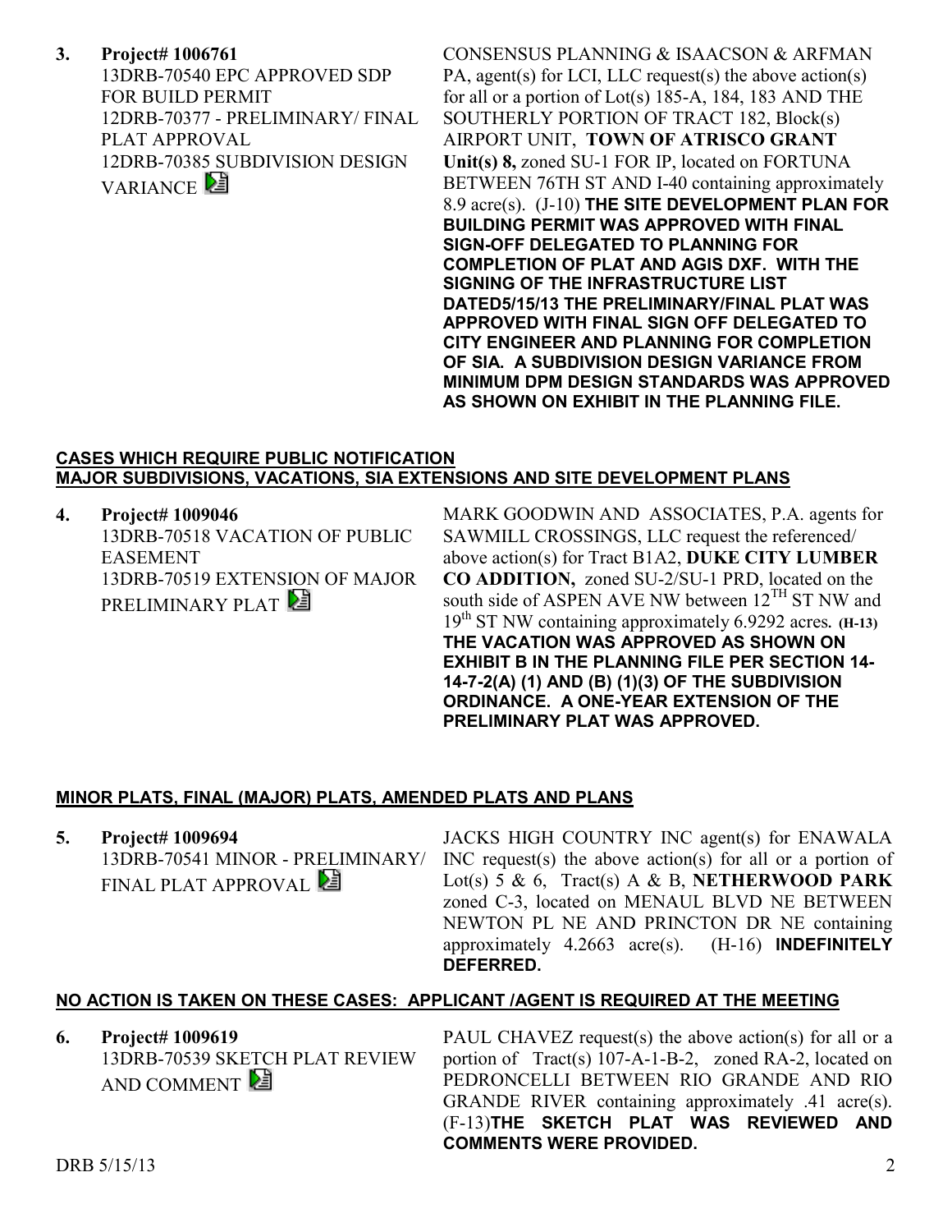**3. Project# 1006761**
13DRB-70540 EPC APPROVED SDP FOR BUILD PERMIT
12DRB-70377 - PRELIMINARY/ FINAL PLAT APPROVAL
12DRB-70385 SUBDIVISION DESIGN VARIANCE

CONSENSUS PLANNING & ISAACSON & ARFMAN PA, agent(s) for LCI, LLC request(s) the above action(s) for all or a portion of Lot(s) 185-A, 184, 183 AND THE SOUTHERLY PORTION OF TRACT 182, Block(s) AIRPORT UNIT, **TOWN OF ATRISCO GRANT Unit(s) 8,** zoned SU-1 FOR IP, located on FORTUNA BETWEEN 76TH ST AND I-40 containing approximately 8.9 acre(s). (J-10) **THE SITE DEVELOPMENT PLAN FOR BUILDING PERMIT WAS APPROVED WITH FINAL SIGN-OFF DELEGATED TO PLANNING FOR COMPLETION OF PLAT AND AGIS DXF. WITH THE SIGNING OF THE INFRASTRUCTURE LIST DATED5/15/13 THE PRELIMINARY/FINAL PLAT WAS APPROVED WITH FINAL SIGN OFF DELEGATED TO CITY ENGINEER AND PLANNING FOR COMPLETION OF SIA. A SUBDIVISION DESIGN VARIANCE FROM MINIMUM DPM DESIGN STANDARDS WAS APPROVED AS SHOWN ON EXHIBIT IN THE PLANNING FILE.**

**CASES WHICH REQUIRE PUBLIC NOTIFICATION**
**MAJOR SUBDIVISIONS, VACATIONS, SIA EXTENSIONS AND SITE DEVELOPMENT PLANS**

**4. Project# 1009046**
13DRB-70518 VACATION OF PUBLIC EASEMENT
13DRB-70519 EXTENSION OF MAJOR PRELIMINARY PLAT

MARK GOODWIN AND ASSOCIATES, P.A. agents for SAWMILL CROSSINGS, LLC request the referenced/ above action(s) for Tract B1A2, **DUKE CITY LUMBER CO ADDITION,** zoned SU-2/SU-1 PRD, located on the south side of ASPEN AVE NW between 12TH ST NW and 19th ST NW containing approximately 6.9292 acres. **(H-13) THE VACATION WAS APPROVED AS SHOWN ON EXHIBIT B IN THE PLANNING FILE PER SECTION 14-14-7-2(A) (1) AND (B) (1)(3) OF THE SUBDIVISION ORDINANCE. A ONE-YEAR EXTENSION OF THE PRELIMINARY PLAT WAS APPROVED.**

**MINOR PLATS, FINAL (MAJOR) PLATS, AMENDED PLATS AND PLANS**

**5. Project# 1009694**
13DRB-70541 MINOR - PRELIMINARY/ FINAL PLAT APPROVAL

JACKS HIGH COUNTRY INC agent(s) for ENAWALA INC request(s) the above action(s) for all or a portion of Lot(s) 5 & 6, Tract(s) A & B, **NETHERWOOD PARK** zoned C-3, located on MENAUL BLVD NE BETWEEN NEWTON PL NE AND PRINCTON DR NE containing approximately 4.2663 acre(s). (H-16) **INDEFINITELY DEFERRED.**

**NO ACTION IS TAKEN ON THESE CASES: APPLICANT /AGENT IS REQUIRED AT THE MEETING**

**6. Project# 1009619**
13DRB-70539 SKETCH PLAT REVIEW AND COMMENT

PAUL CHAVEZ request(s) the above action(s) for all or a portion of Tract(s) 107-A-1-B-2, zoned RA-2, located on PEDRONCELLI BETWEEN RIO GRANDE AND RIO GRANDE RIVER containing approximately .41 acre(s). (F-13)**THE SKETCH PLAT WAS REVIEWED AND COMMENTS WERE PROVIDED.**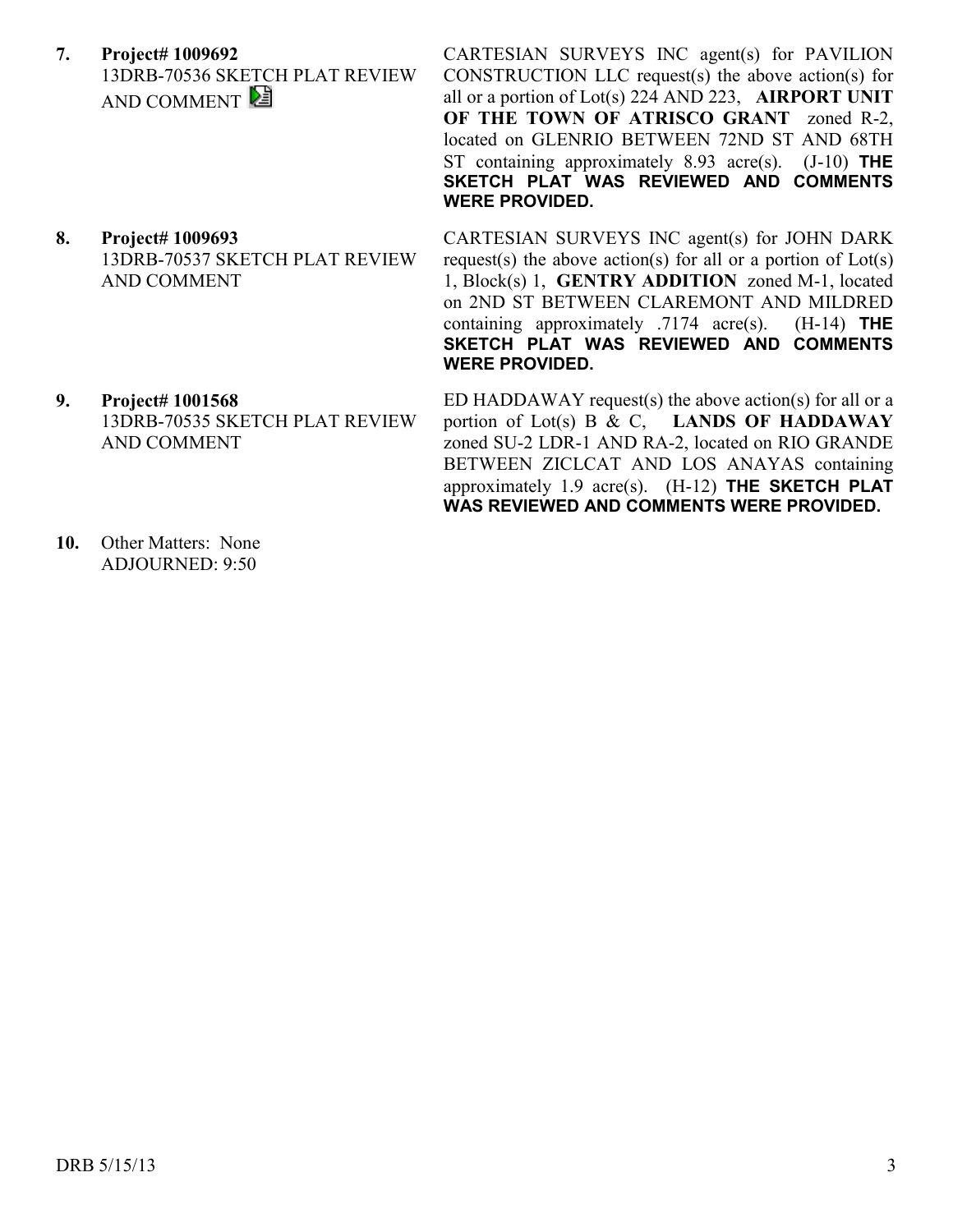**7.** **Project# 1009692**
13DRB-70536 SKETCH PLAT REVIEW AND COMMENT

CARTESIAN SURVEYS INC agent(s) for PAVILION CONSTRUCTION LLC request(s) the above action(s) for all or a portion of Lot(s) 224 AND 223, **AIRPORT UNIT OF THE TOWN OF ATRISCO GRANT** zoned R-2, located on GLENRIO BETWEEN 72ND ST AND 68TH ST containing approximately 8.93 acre(s). (J-10) **THE SKETCH PLAT WAS REVIEWED AND COMMENTS WERE PROVIDED.**

**8.** **Project# 1009693**
13DRB-70537 SKETCH PLAT REVIEW AND COMMENT

CARTESIAN SURVEYS INC agent(s) for JOHN DARK request(s) the above action(s) for all or a portion of Lot(s) 1, Block(s) 1, **GENTRY ADDITION** zoned M-1, located on 2ND ST BETWEEN CLAREMONT AND MILDRED containing approximately .7174 acre(s). (H-14) **THE SKETCH PLAT WAS REVIEWED AND COMMENTS WERE PROVIDED.**

**9.** **Project# 1001568**
13DRB-70535 SKETCH PLAT REVIEW AND COMMENT

ED HADDAWAY request(s) the above action(s) for all or a portion of Lot(s) B & C, **LANDS OF HADDAWAY** zoned SU-2 LDR-1 AND RA-2, located on RIO GRANDE BETWEEN ZICLCAT AND LOS ANAYAS containing approximately 1.9 acre(s). (H-12) **THE SKETCH PLAT WAS REVIEWED AND COMMENTS WERE PROVIDED.**

**10.** Other Matters: None
ADJOURNED: 9:50